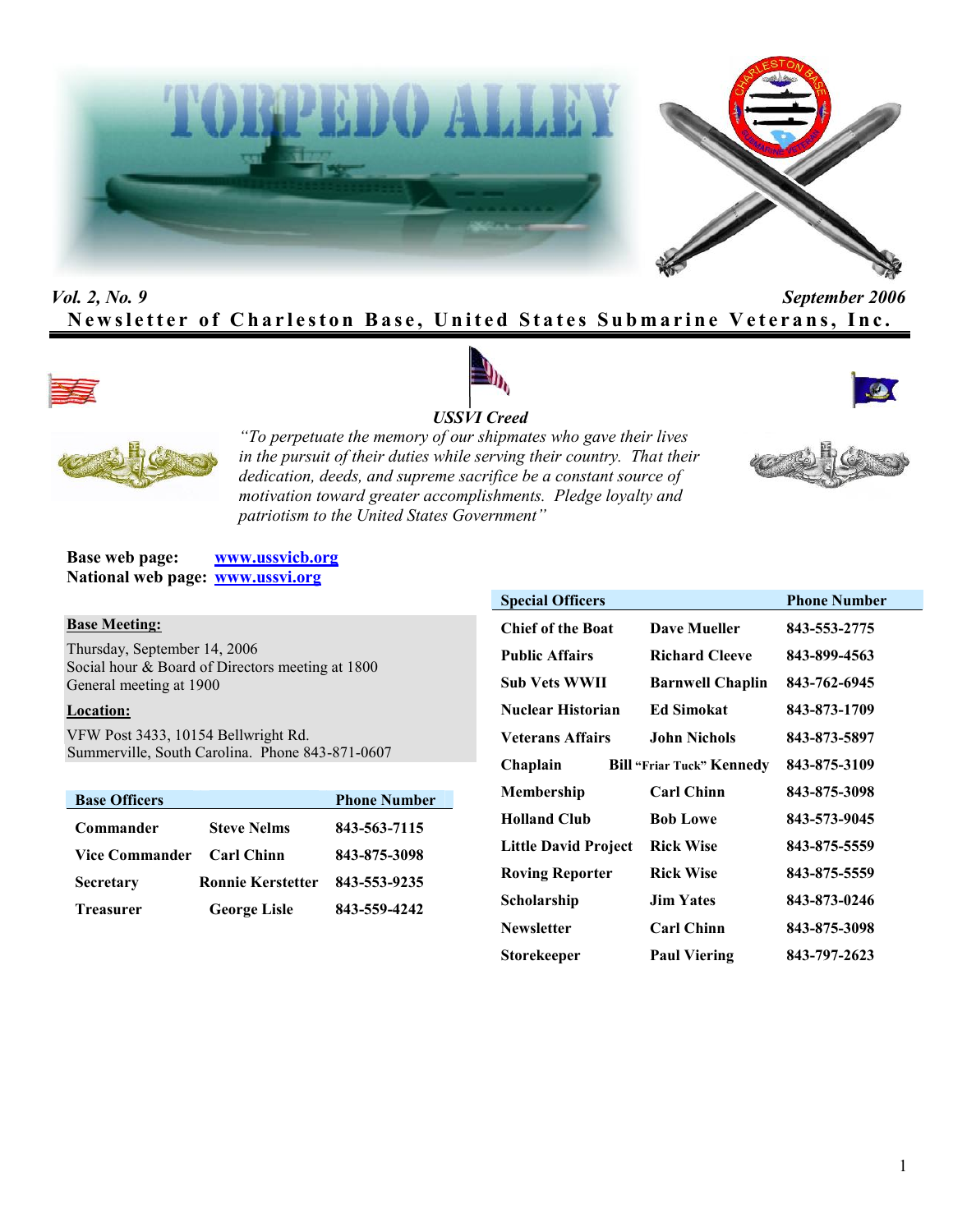# TORPEDO ALLEY

*Vol. 2, No. 9* *September 2006*

**Newsletter of Charleston Base, United States Submarine Veterans, Inc.**

***USSVI Creed***

*"To perpetuate the memory of our shipmates who gave their lives in the pursuit of their duties while serving their country. That their dedication, deeds, and supreme sacrifice be a constant source of motivation toward greater accomplishments. Pledge loyalty and patriotism to the United States Government"*

**Base web page:** [www.ussvicb.org](http://www.ussvicb.org)
**National web page:** [www.ussvi.org](http://www.ussvi.org)

**Base Meeting:**

Thursday, September 14, 2006
Social hour & Board of Directors meeting at 1800
General meeting at 1900

**Location:**

VFW Post 3433, 10154 Bellwright Rd.
Summerville, South Carolina. Phone 843-871-0607

| Base Officers | | Phone Number |
|---|---|---|
| Commander | Steve Nelms | 843-563-7115 |
| Vice Commander | Carl Chinn | 843-875-3098 |
| Secretary | Ronnie Kerstetter | 843-553-9235 |
| Treasurer | George Lisle | 843-559-4242 |

| Special Officers | | Phone Number |
|---|---|---|
| Chief of the Boat | Dave Mueller | 843-553-2775 |
| Public Affairs | Richard Cleeve | 843-899-4563 |
| Sub Vets WWII | Barnwell Chaplin | 843-762-6945 |
| Nuclear Historian | Ed Simokat | 843-873-1709 |
| Veterans Affairs | John Nichols | 843-873-5897 |
| Chaplain | Bill "Friar Tuck" Kennedy | 843-875-3109 |
| Membership | Carl Chinn | 843-875-3098 |
| Holland Club | Bob Lowe | 843-573-9045 |
| Little David Project | Rick Wise | 843-875-5559 |
| Roving Reporter | Rick Wise | 843-875-5559 |
| Scholarship | Jim Yates | 843-873-0246 |
| Newsletter | Carl Chinn | 843-875-3098 |
| Storekeeper | Paul Viering | 843-797-2623 |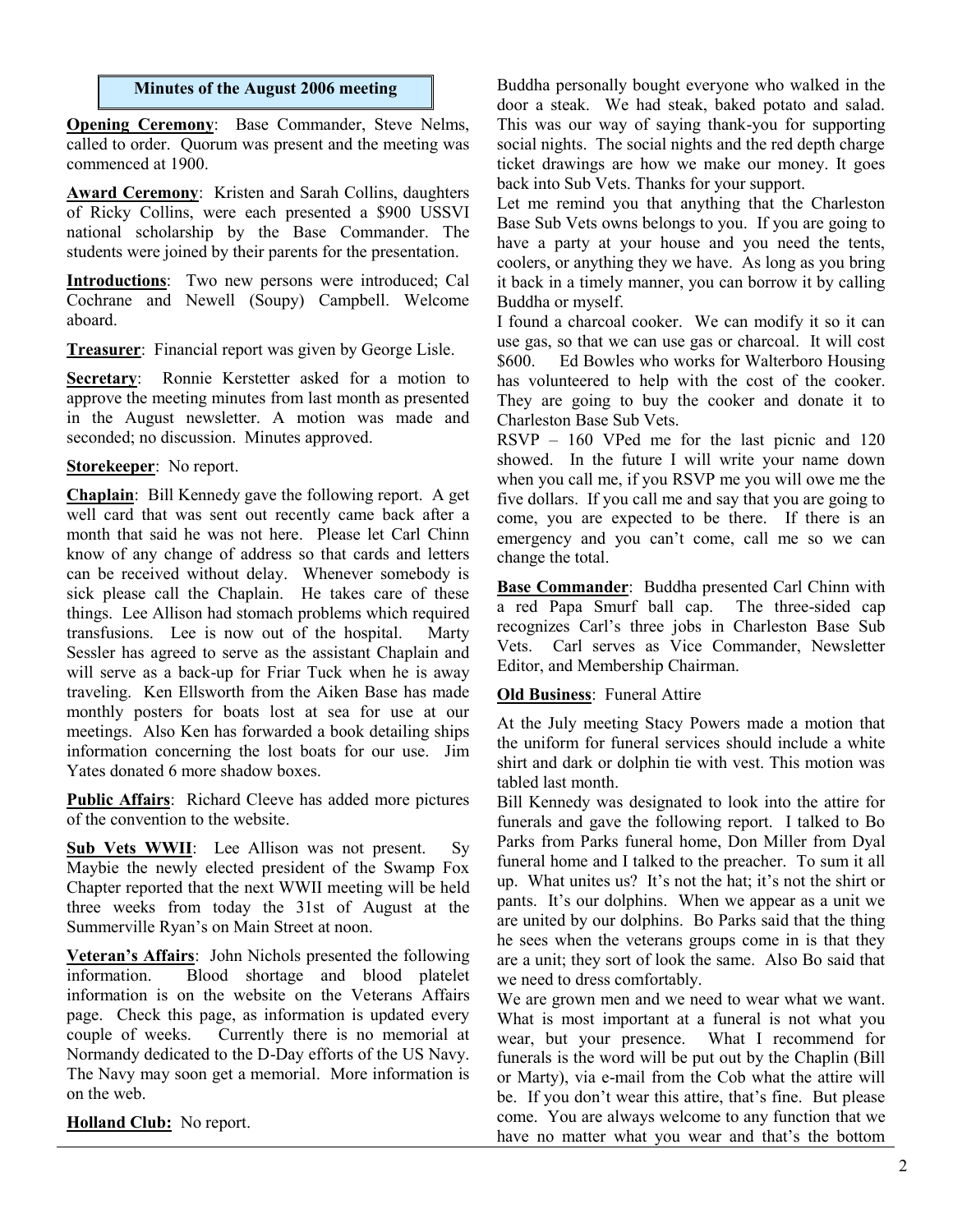## Minutes of the August 2006 meeting

**Opening Ceremony**: Base Commander, Steve Nelms, called to order. Quorum was present and the meeting was commenced at 1900.

**Award Ceremony**: Kristen and Sarah Collins, daughters of Ricky Collins, were each presented a $900 USSVI national scholarship by the Base Commander. The students were joined by their parents for the presentation.

**Introductions**: Two new persons were introduced; Cal Cochrane and Newell (Soupy) Campbell. Welcome aboard.

**Treasurer**: Financial report was given by George Lisle.

**Secretary**: Ronnie Kerstetter asked for a motion to approve the meeting minutes from last month as presented in the August newsletter. A motion was made and seconded; no discussion. Minutes approved.

**Storekeeper**: No report.

**Chaplain**: Bill Kennedy gave the following report. A get well card that was sent out recently came back after a month that said he was not here. Please let Carl Chinn know of any change of address so that cards and letters can be received without delay. Whenever somebody is sick please call the Chaplain. He takes care of these things. Lee Allison had stomach problems which required transfusions. Lee is now out of the hospital. Marty Sessler has agreed to serve as the assistant Chaplain and will serve as a back-up for Friar Tuck when he is away traveling. Ken Ellsworth from the Aiken Base has made monthly posters for boats lost at sea for use at our meetings. Also Ken has forwarded a book detailing ships information concerning the lost boats for our use. Jim Yates donated 6 more shadow boxes.

**Public Affairs**: Richard Cleeve has added more pictures of the convention to the website.

**Sub Vets WWII**: Lee Allison was not present. Sy Maybie the newly elected president of the Swamp Fox Chapter reported that the next WWII meeting will be held three weeks from today the 31st of August at the Summerville Ryan's on Main Street at noon.

**Veteran's Affairs**: John Nichols presented the following information. Blood shortage and blood platelet information is on the website on the Veterans Affairs page. Check this page, as information is updated every couple of weeks. Currently there is no memorial at Normandy dedicated to the D-Day efforts of the US Navy. The Navy may soon get a memorial. More information is on the web.

**Holland Club:** No report.

Buddha personally bought everyone who walked in the door a steak. We had steak, baked potato and salad. This was our way of saying thank-you for supporting social nights. The social nights and the red depth charge ticket drawings are how we make our money. It goes back into Sub Vets. Thanks for your support.

Let me remind you that anything that the Charleston Base Sub Vets owns belongs to you. If you are going to have a party at your house and you need the tents, coolers, or anything they we have. As long as you bring it back in a timely manner, you can borrow it by calling Buddha or myself.

I found a charcoal cooker. We can modify it so it can use gas, so that we can use gas or charcoal. It will cost $600. Ed Bowles who works for Walterboro Housing has volunteered to help with the cost of the cooker. They are going to buy the cooker and donate it to Charleston Base Sub Vets.

RSVP – 160 VPed me for the last picnic and 120 showed. In the future I will write your name down when you call me, if you RSVP me you will owe me the five dollars. If you call me and say that you are going to come, you are expected to be there. If there is an emergency and you can't come, call me so we can change the total.

**Base Commander**: Buddha presented Carl Chinn with a red Papa Smurf ball cap. The three-sided cap recognizes Carl's three jobs in Charleston Base Sub Vets. Carl serves as Vice Commander, Newsletter Editor, and Membership Chairman.

**Old Business**: Funeral Attire

At the July meeting Stacy Powers made a motion that the uniform for funeral services should include a white shirt and dark or dolphin tie with vest. This motion was tabled last month.

Bill Kennedy was designated to look into the attire for funerals and gave the following report. I talked to Bo Parks from Parks funeral home, Don Miller from Dyal funeral home and I talked to the preacher. To sum it all up. What unites us? It's not the hat; it's not the shirt or pants. It's our dolphins. When we appear as a unit we are united by our dolphins. Bo Parks said that the thing he sees when the veterans groups come in is that they are a unit; they sort of look the same. Also Bo said that we need to dress comfortably.

We are grown men and we need to wear what we want. What is most important at a funeral is not what you wear, but your presence. What I recommend for funerals is the word will be put out by the Chaplin (Bill or Marty), via e-mail from the Cob what the attire will be. If you don't wear this attire, that's fine. But please come. You are always welcome to any function that we have no matter what you wear and that's the bottom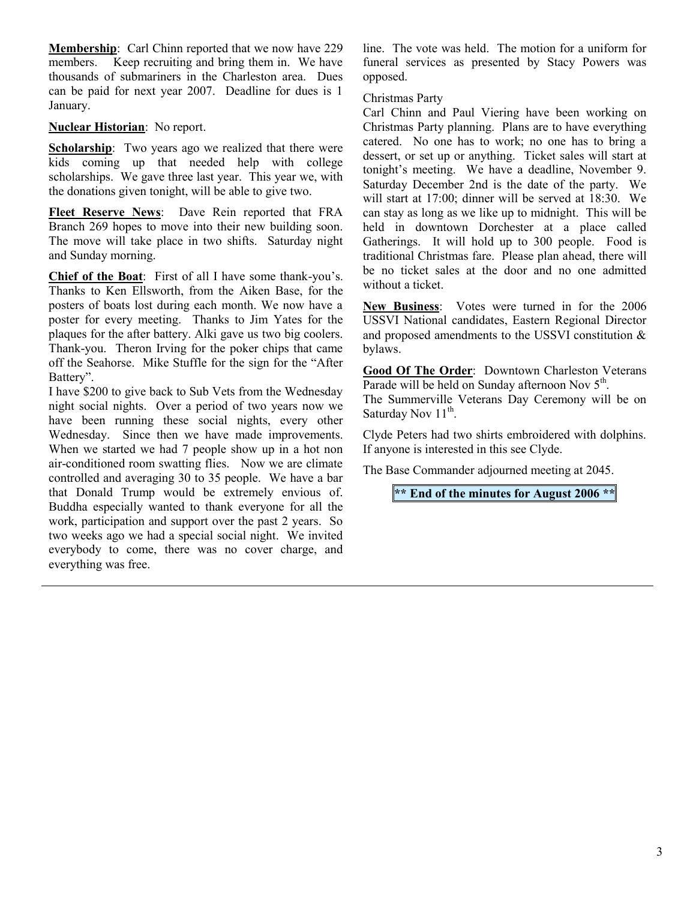**Membership**: Carl Chinn reported that we now have 229 members. Keep recruiting and bring them in. We have thousands of submariners in the Charleston area. Dues can be paid for next year 2007. Deadline for dues is 1 January.

**Nuclear Historian**: No report.

**Scholarship**: Two years ago we realized that there were kids coming up that needed help with college scholarships. We gave three last year. This year we, with the donations given tonight, will be able to give two.

**Fleet Reserve News**: Dave Rein reported that FRA Branch 269 hopes to move into their new building soon. The move will take place in two shifts. Saturday night and Sunday morning.

**Chief of the Boat**: First of all I have some thank-you's. Thanks to Ken Ellsworth, from the Aiken Base, for the posters of boats lost during each month. We now have a poster for every meeting. Thanks to Jim Yates for the plaques for the after battery. Alki gave us two big coolers. Thank-you. Theron Irving for the poker chips that came off the Seahorse. Mike Stuffle for the sign for the "After Battery".

I have $200 to give back to Sub Vets from the Wednesday night social nights. Over a period of two years now we have been running these social nights, every other Wednesday. Since then we have made improvements. When we started we had 7 people show up in a hot non air-conditioned room swatting flies. Now we are climate controlled and averaging 30 to 35 people. We have a bar that Donald Trump would be extremely envious of. Buddha especially wanted to thank everyone for all the work, participation and support over the past 2 years. So two weeks ago we had a special social night. We invited everybody to come, there was no cover charge, and everything was free.

line. The vote was held. The motion for a uniform for funeral services as presented by Stacy Powers was opposed.

Christmas Party

Carl Chinn and Paul Viering have been working on Christmas Party planning. Plans are to have everything catered. No one has to work; no one has to bring a dessert, or set up or anything. Ticket sales will start at tonight's meeting. We have a deadline, November 9. Saturday December 2nd is the date of the party. We will start at 17:00; dinner will be served at 18:30. We can stay as long as we like up to midnight. This will be held in downtown Dorchester at a place called Gatherings. It will hold up to 300 people. Food is traditional Christmas fare. Please plan ahead, there will be no ticket sales at the door and no one admitted without a ticket.

**New Business**: Votes were turned in for the 2006 USSVI National candidates, Eastern Regional Director and proposed amendments to the USSVI constitution & bylaws.

**Good Of The Order**: Downtown Charleston Veterans Parade will be held on Sunday afternoon Nov 5th.
The Summerville Veterans Day Ceremony will be on Saturday Nov 11th.

Clyde Peters had two shirts embroidered with dolphins. If anyone is interested in this see Clyde.

The Base Commander adjourned meeting at 2045.

**\*\* End of the minutes for August 2006 \*\***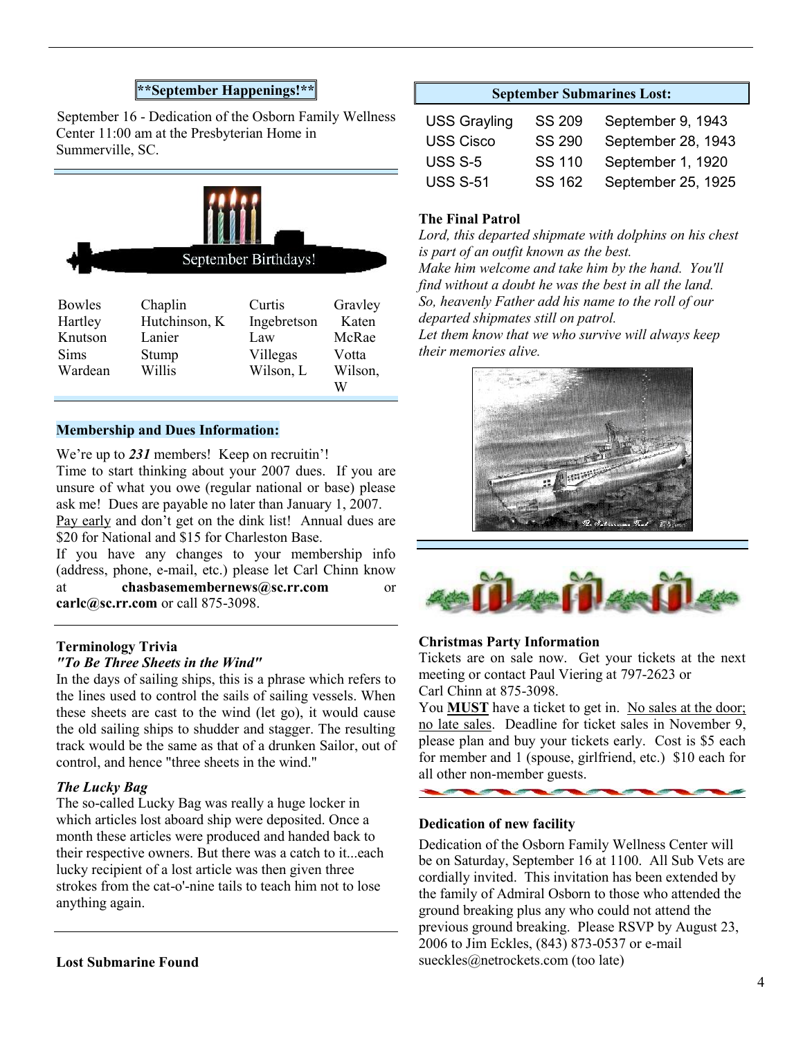## **September Happenings!**

September 16 - Dedication of the Osborn Family Wellness Center 11:00 am at the Presbyterian Home in Summerville, SC.

September Birthdays!

| | | | |
|---|---|---|---|
| Bowles | Chaplin | Curtis | Gravley |
| Hartley | Hutchinson, K | Ingebretson | Katen |
| Knutson | Lanier | Law | McRae |
| Sims | Stump | Villegas | Votta |
| Wardean | Willis | Wilson, L | Wilson, W |

### Membership and Dues Information:

We're up to ***231*** members! Keep on recruitin'!
Time to start thinking about your 2007 dues. If you are unsure of what you owe (regular national or base) please ask me! Dues are payable no later than January 1, 2007. Pay early and don't get on the dink list! Annual dues are $20 for National and $15 for Charleston Base.
If you have any changes to your membership info (address, phone, e-mail, etc.) please let Carl Chinn know at **chasbasemembernews@sc.rr.com** or **carlc@sc.rr.com** or call 875-3098.

### Terminology Trivia

***"To Be Three Sheets in the Wind"***

In the days of sailing ships, this is a phrase which refers to the lines used to control the sails of sailing vessels. When these sheets are cast to the wind (let go), it would cause the old sailing ships to shudder and stagger. The resulting track would be the same as that of a drunken Sailor, out of control, and hence "three sheets in the wind."

***The Lucky Bag***

The so-called Lucky Bag was really a huge locker in which articles lost aboard ship were deposited. Once a month these articles were produced and handed back to their respective owners. But there was a catch to it...each lucky recipient of a lost article was then given three strokes from the cat-o'-nine tails to teach him not to lose anything again.

### Lost Submarine Found

### September Submarines Lost:

| | | |
|---|---|---|
| USS Grayling | SS 209 | September 9, 1943 |
| USS Cisco | SS 290 | September 28, 1943 |
| USS S-5 | SS 110 | September 1, 1920 |
| USS S-51 | SS 162 | September 25, 1925 |

### The Final Patrol

*Lord, this departed shipmate with dolphins on his chest*
*is part of an outfit known as the best.*
*Make him welcome and take him by the hand. You'll find without a doubt he was the best in all the land.*
*So, heavenly Father add his name to the roll of our departed shipmates still on patrol.*
*Let them know that we who survive will always keep their memories alive.*

### Christmas Party Information

Tickets are on sale now. Get your tickets at the next meeting or contact Paul Viering at 797-2623 or Carl Chinn at 875-3098.
You **MUST** have a ticket to get in. No sales at the door; no late sales. Deadline for ticket sales in November 9, please plan and buy your tickets early. Cost is $5 each for member and 1 (spouse, girlfriend, etc.) $10 each for all other non-member guests.

### Dedication of new facility

Dedication of the Osborn Family Wellness Center will be on Saturday, September 16 at 1100. All Sub Vets are cordially invited. This invitation has been extended by the family of Admiral Osborn to those who attended the ground breaking plus any who could not attend the previous ground breaking. Please RSVP by August 23, 2006 to Jim Eckles, (843) 873-0537 or e-mail sueckles@netrockets.com (too late)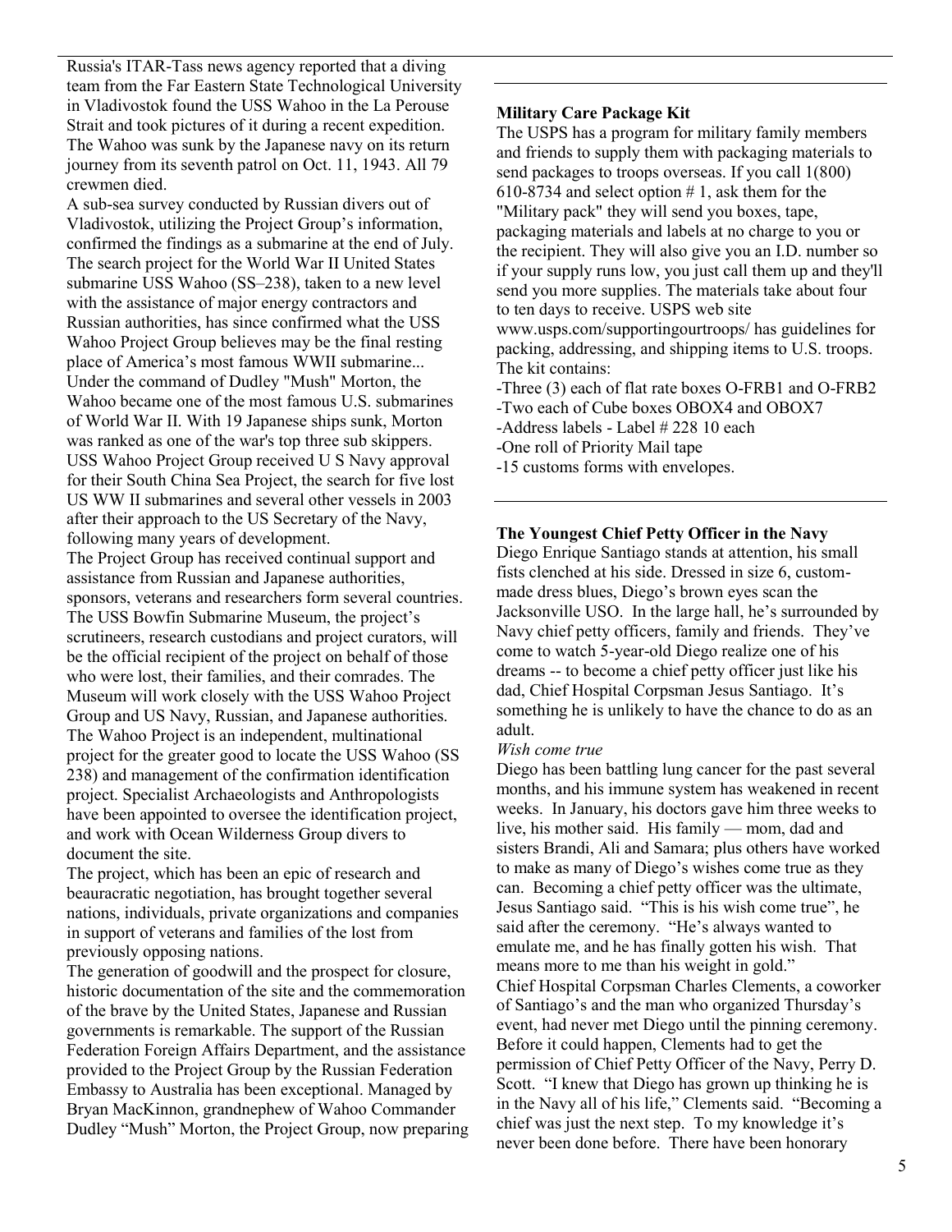Russia's ITAR-Tass news agency reported that a diving team from the Far Eastern State Technological University in Vladivostok found the USS Wahoo in the La Perouse Strait and took pictures of it during a recent expedition. The Wahoo was sunk by the Japanese navy on its return journey from its seventh patrol on Oct. 11, 1943. All 79 crewmen died.

A sub-sea survey conducted by Russian divers out of Vladivostok, utilizing the Project Group's information, confirmed the findings as a submarine at the end of July. The search project for the World War II United States submarine USS Wahoo (SS–238), taken to a new level with the assistance of major energy contractors and Russian authorities, has since confirmed what the USS Wahoo Project Group believes may be the final resting place of America's most famous WWII submarine... Under the command of Dudley "Mush" Morton, the Wahoo became one of the most famous U.S. submarines of World War II. With 19 Japanese ships sunk, Morton was ranked as one of the war's top three sub skippers. USS Wahoo Project Group received U S Navy approval for their South China Sea Project, the search for five lost US WW II submarines and several other vessels in 2003 after their approach to the US Secretary of the Navy, following many years of development.

The Project Group has received continual support and assistance from Russian and Japanese authorities, sponsors, veterans and researchers form several countries. The USS Bowfin Submarine Museum, the project's scrutineers, research custodians and project curators, will be the official recipient of the project on behalf of those who were lost, their families, and their comrades. The Museum will work closely with the USS Wahoo Project Group and US Navy, Russian, and Japanese authorities. The Wahoo Project is an independent, multinational project for the greater good to locate the USS Wahoo (SS 238) and management of the confirmation identification project. Specialist Archaeologists and Anthropologists have been appointed to oversee the identification project, and work with Ocean Wilderness Group divers to document the site.

The project, which has been an epic of research and beauracratic negotiation, has brought together several nations, individuals, private organizations and companies in support of veterans and families of the lost from previously opposing nations.

The generation of goodwill and the prospect for closure, historic documentation of the site and the commemoration of the brave by the United States, Japanese and Russian governments is remarkable. The support of the Russian Federation Foreign Affairs Department, and the assistance provided to the Project Group by the Russian Federation Embassy to Australia has been exceptional. Managed by Bryan MacKinnon, grandnephew of Wahoo Commander Dudley "Mush" Morton, the Project Group, now preparing

---

**Military Care Package Kit**

The USPS has a program for military family members and friends to supply them with packaging materials to send packages to troops overseas. If you call 1(800) 610-8734 and select option # 1, ask them for the "Military pack" they will send you boxes, tape, packaging materials and labels at no charge to you or the recipient. They will also give you an I.D. number so if your supply runs low, you just call them up and they'll send you more supplies. The materials take about four to ten days to receive. USPS web site www.usps.com/supportingourtroops/ has guidelines for packing, addressing, and shipping items to U.S. troops. The kit contains:

- Three (3) each of flat rate boxes O-FRB1 and O-FRB2
- Two each of Cube boxes OBOX4 and OBOX7
- Address labels - Label # 228 10 each
- One roll of Priority Mail tape
- 15 customs forms with envelopes.

---

**The Youngest Chief Petty Officer in the Navy**

Diego Enrique Santiago stands at attention, his small fists clenched at his side. Dressed in size 6, custom-made dress blues, Diego's brown eyes scan the Jacksonville USO. In the large hall, he's surrounded by Navy chief petty officers, family and friends. They've come to watch 5-year-old Diego realize one of his dreams -- to become a chief petty officer just like his dad, Chief Hospital Corpsman Jesus Santiago. It's something he is unlikely to have the chance to do as an adult.

*Wish come true*

Diego has been battling lung cancer for the past several months, and his immune system has weakened in recent weeks. In January, his doctors gave him three weeks to live, his mother said. His family — mom, dad and sisters Brandi, Ali and Samara; plus others have worked to make as many of Diego's wishes come true as they can. Becoming a chief petty officer was the ultimate, Jesus Santiago said. "This is his wish come true", he said after the ceremony. "He's always wanted to emulate me, and he has finally gotten his wish. That means more to me than his weight in gold."

Chief Hospital Corpsman Charles Clements, a coworker of Santiago's and the man who organized Thursday's event, had never met Diego until the pinning ceremony. Before it could happen, Clements had to get the permission of Chief Petty Officer of the Navy, Perry D. Scott. "I knew that Diego has grown up thinking he is in the Navy all of his life," Clements said. "Becoming a chief was just the next step. To my knowledge it's never been done before. There have been honorary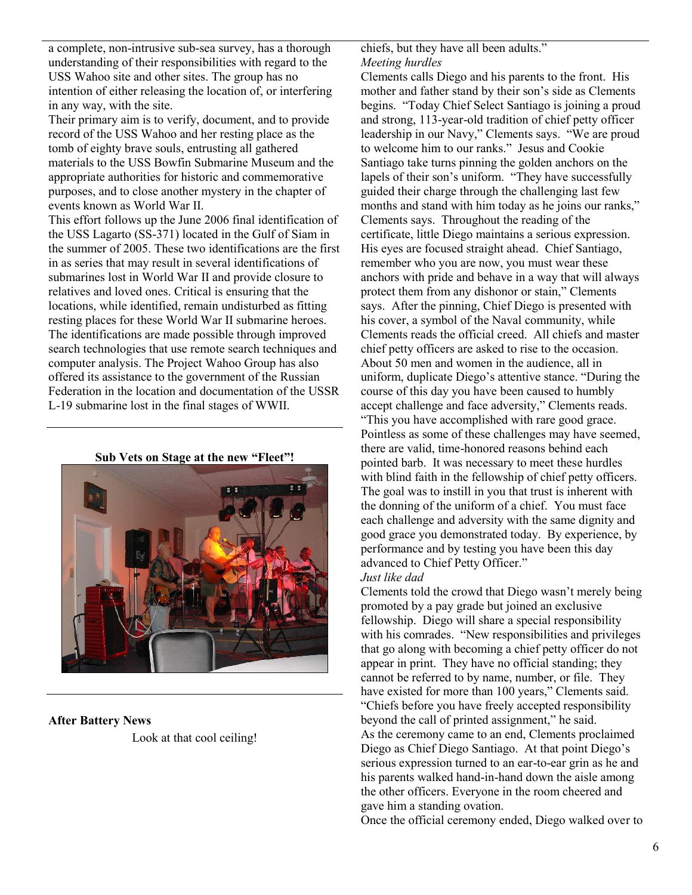a complete, non-intrusive sub-sea survey, has a thorough understanding of their responsibilities with regard to the USS Wahoo site and other sites. The group has no intention of either releasing the location of, or interfering in any way, with the site.

Their primary aim is to verify, document, and to provide record of the USS Wahoo and her resting place as the tomb of eighty brave souls, entrusting all gathered materials to the USS Bowfin Submarine Museum and the appropriate authorities for historic and commemorative purposes, and to close another mystery in the chapter of events known as World War II.

This effort follows up the June 2006 final identification of the USS Lagarto (SS-371) located in the Gulf of Siam in the summer of 2005. These two identifications are the first in as series that may result in several identifications of submarines lost in World War II and provide closure to relatives and loved ones. Critical is ensuring that the locations, while identified, remain undisturbed as fitting resting places for these World War II submarine heroes. The identifications are made possible through improved search technologies that use remote search techniques and computer analysis. The Project Wahoo Group has also offered its assistance to the government of the Russian Federation in the location and documentation of the USSR L-19 submarine lost in the final stages of WWII.

**Sub Vets on Stage at the new "Fleet"!**

**After Battery News**

Look at that cool ceiling!

chiefs, but they have all been adults."

*Meeting hurdles*

Clements calls Diego and his parents to the front. His mother and father stand by their son's side as Clements begins. "Today Chief Select Santiago is joining a proud and strong, 113-year-old tradition of chief petty officer leadership in our Navy," Clements says. "We are proud to welcome him to our ranks." Jesus and Cookie Santiago take turns pinning the golden anchors on the lapels of their son's uniform. "They have successfully guided their charge through the challenging last few months and stand with him today as he joins our ranks," Clements says. Throughout the reading of the certificate, little Diego maintains a serious expression. His eyes are focused straight ahead. Chief Santiago, remember who you are now, you must wear these anchors with pride and behave in a way that will always protect them from any dishonor or stain," Clements says. After the pinning, Chief Diego is presented with his cover, a symbol of the Naval community, while Clements reads the official creed. All chiefs and master chief petty officers are asked to rise to the occasion. About 50 men and women in the audience, all in uniform, duplicate Diego's attentive stance. "During the course of this day you have been caused to humbly accept challenge and face adversity," Clements reads. "This you have accomplished with rare good grace. Pointless as some of these challenges may have seemed, there are valid, time-honored reasons behind each pointed barb. It was necessary to meet these hurdles with blind faith in the fellowship of chief petty officers. The goal was to instill in you that trust is inherent with the donning of the uniform of a chief. You must face each challenge and adversity with the same dignity and good grace you demonstrated today. By experience, by performance and by testing you have been this day advanced to Chief Petty Officer."

*Just like dad*

Clements told the crowd that Diego wasn't merely being promoted by a pay grade but joined an exclusive fellowship. Diego will share a special responsibility with his comrades. "New responsibilities and privileges that go along with becoming a chief petty officer do not appear in print. They have no official standing; they cannot be referred to by name, number, or file. They have existed for more than 100 years," Clements said. "Chiefs before you have freely accepted responsibility beyond the call of printed assignment," he said.

As the ceremony came to an end, Clements proclaimed Diego as Chief Diego Santiago. At that point Diego's serious expression turned to an ear-to-ear grin as he and his parents walked hand-in-hand down the aisle among the other officers. Everyone in the room cheered and gave him a standing ovation.

Once the official ceremony ended, Diego walked over to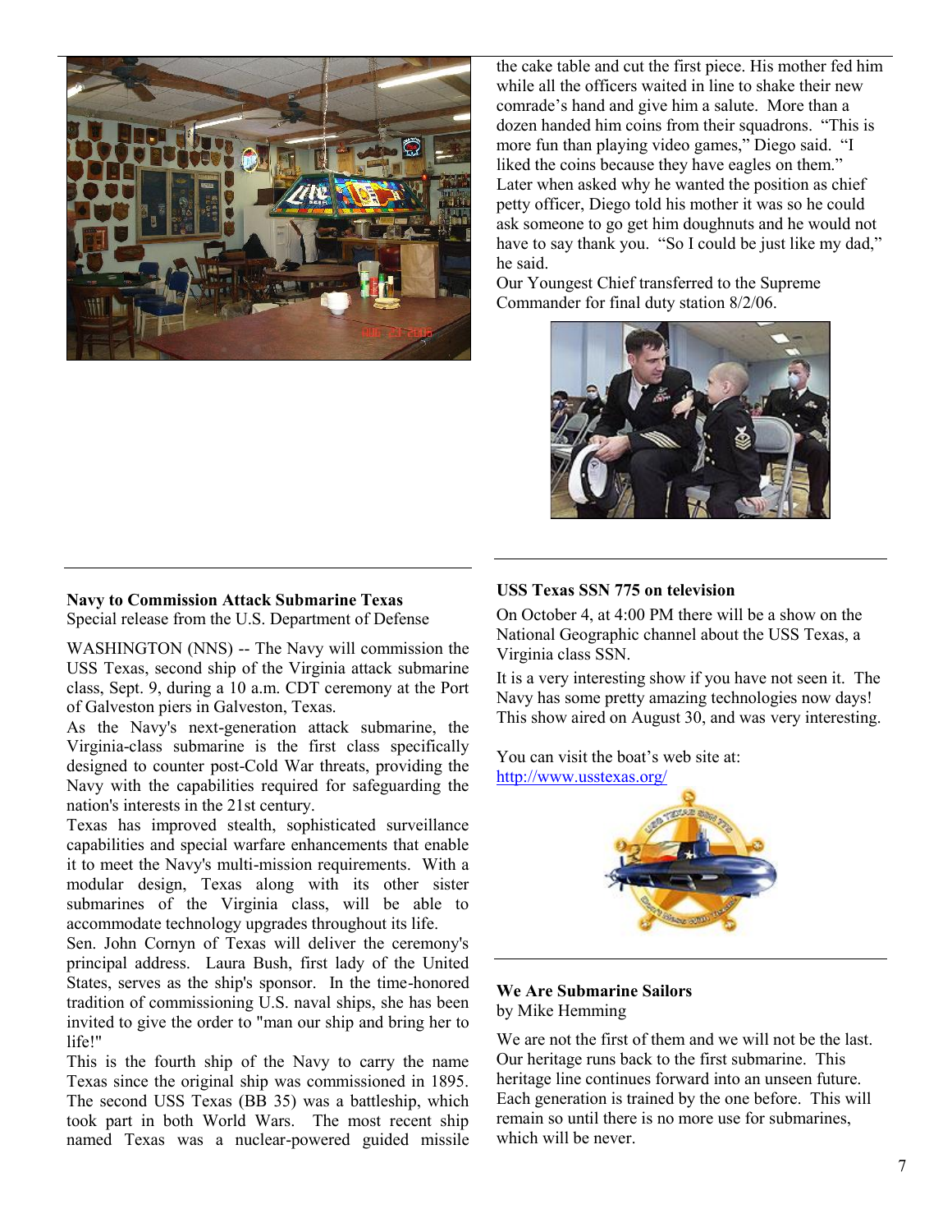the cake table and cut the first piece. His mother fed him while all the officers waited in line to shake their new comrade's hand and give him a salute. More than a dozen handed him coins from their squadrons. "This is more fun than playing video games," Diego said. "I liked the coins because they have eagles on them." Later when asked why he wanted the position as chief petty officer, Diego told his mother it was so he could ask someone to go get him doughnuts and he would not have to say thank you. "So I could be just like my dad," he said.

Our Youngest Chief transferred to the Supreme Commander for final duty station 8/2/06.

---

**Navy to Commission Attack Submarine Texas**
Special release from the U.S. Department of Defense

WASHINGTON (NNS) -- The Navy will commission the USS Texas, second ship of the Virginia attack submarine class, Sept. 9, during a 10 a.m. CDT ceremony at the Port of Galveston piers in Galveston, Texas.

As the Navy's next-generation attack submarine, the Virginia-class submarine is the first class specifically designed to counter post-Cold War threats, providing the Navy with the capabilities required for safeguarding the nation's interests in the 21st century.

Texas has improved stealth, sophisticated surveillance capabilities and special warfare enhancements that enable it to meet the Navy's multi-mission requirements. With a modular design, Texas along with its other sister submarines of the Virginia class, will be able to accommodate technology upgrades throughout its life.

Sen. John Cornyn of Texas will deliver the ceremony's principal address. Laura Bush, first lady of the United States, serves as the ship's sponsor. In the time-honored tradition of commissioning U.S. naval ships, she has been invited to give the order to "man our ship and bring her to life!"

This is the fourth ship of the Navy to carry the name Texas since the original ship was commissioned in 1895. The second USS Texas (BB 35) was a battleship, which took part in both World Wars. The most recent ship named Texas was a nuclear-powered guided missile

---

**USS Texas SSN 775 on television**

On October 4, at 4:00 PM there will be a show on the National Geographic channel about the USS Texas, a Virginia class SSN.

It is a very interesting show if you have not seen it. The Navy has some pretty amazing technologies now days! This show aired on August 30, and was very interesting.

You can visit the boat's web site at:
http://www.usstexas.org/

---

**We Are Submarine Sailors**
by Mike Hemming

We are not the first of them and we will not be the last. Our heritage runs back to the first submarine. This heritage line continues forward into an unseen future. Each generation is trained by the one before. This will remain so until there is no more use for submarines, which will be never.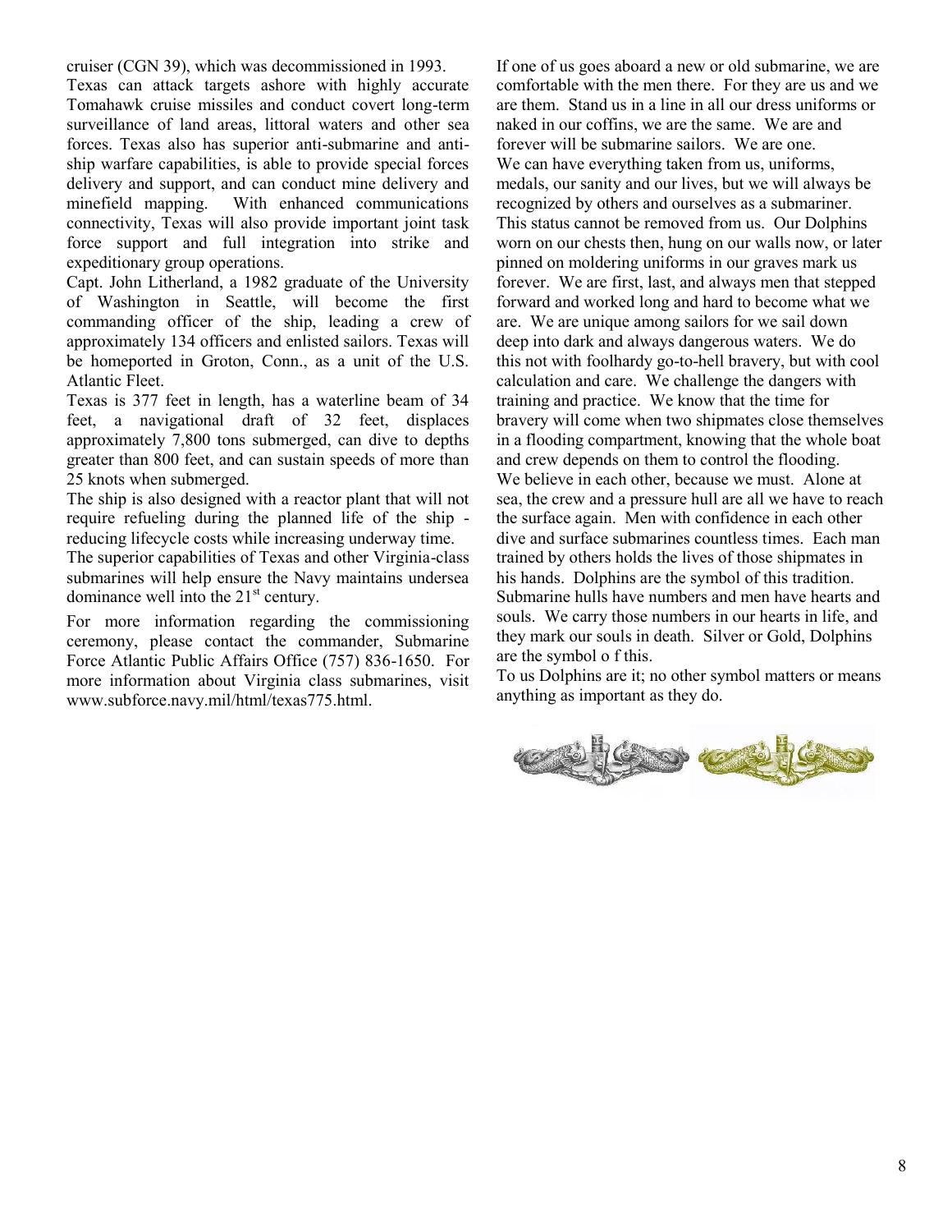cruiser (CGN 39), which was decommissioned in 1993.

Texas can attack targets ashore with highly accurate Tomahawk cruise missiles and conduct covert long-term surveillance of land areas, littoral waters and other sea forces. Texas also has superior anti-submarine and anti-ship warfare capabilities, is able to provide special forces delivery and support, and can conduct mine delivery and minefield mapping. With enhanced communications connectivity, Texas will also provide important joint task force support and full integration into strike and expeditionary group operations.

Capt. John Litherland, a 1982 graduate of the University of Washington in Seattle, will become the first commanding officer of the ship, leading a crew of approximately 134 officers and enlisted sailors. Texas will be homeported in Groton, Conn., as a unit of the U.S. Atlantic Fleet.

Texas is 377 feet in length, has a waterline beam of 34 feet, a navigational draft of 32 feet, displaces approximately 7,800 tons submerged, can dive to depths greater than 800 feet, and can sustain speeds of more than 25 knots when submerged.

The ship is also designed with a reactor plant that will not require refueling during the planned life of the ship - reducing lifecycle costs while increasing underway time.

The superior capabilities of Texas and other Virginia-class submarines will help ensure the Navy maintains undersea dominance well into the 21st century.

For more information regarding the commissioning ceremony, please contact the commander, Submarine Force Atlantic Public Affairs Office (757) 836-1650. For more information about Virginia class submarines, visit www.subforce.navy.mil/html/texas775.html.

If one of us goes aboard a new or old submarine, we are comfortable with the men there. For they are us and we are them. Stand us in a line in all our dress uniforms or naked in our coffins, we are the same. We are and forever will be submarine sailors. We are one.

We can have everything taken from us, uniforms, medals, our sanity and our lives, but we will always be recognized by others and ourselves as a submariner. This status cannot be removed from us. Our Dolphins worn on our chests then, hung on our walls now, or later pinned on moldering uniforms in our graves mark us forever. We are first, last, and always men that stepped forward and worked long and hard to become what we are. We are unique among sailors for we sail down deep into dark and always dangerous waters. We do this not with foolhardy go-to-hell bravery, but with cool calculation and care. We challenge the dangers with training and practice. We know that the time for bravery will come when two shipmates close themselves in a flooding compartment, knowing that the whole boat and crew depends on them to control the flooding.

We believe in each other, because we must. Alone at sea, the crew and a pressure hull are all we have to reach the surface again. Men with confidence in each other dive and surface submarines countless times. Each man trained by others holds the lives of those shipmates in his hands. Dolphins are the symbol of this tradition.

Submarine hulls have numbers and men have hearts and souls. We carry those numbers in our hearts in life, and they mark our souls in death. Silver or Gold, Dolphins are the symbol o f this.

To us Dolphins are it; no other symbol matters or means anything as important as they do.